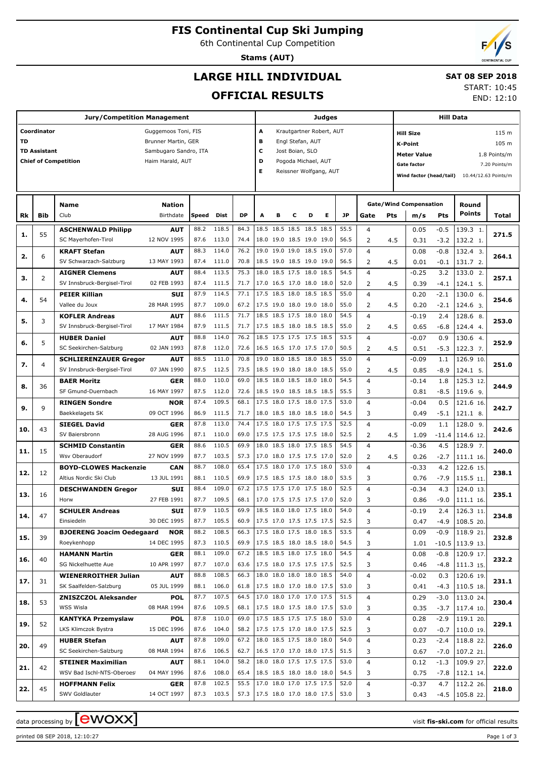# FIS Continental Cup Ski Jumping

6th Continental Cup Competition

**Stams (AUT)**

## LARGE HILL INDIVIDUAL

## OFFICIAL RESULTS

**SAT 08 SEP 2018**

START: 10:45
END: 12:10

**Jury/Competition Management**

| | |
|---|---|
| Coordinator | Guggemoos Toni, FIS |
| TD | Brunner Martin, GER |
| TD Assistant | Sambugaro Sandro, ITA |
| Chief of Competition | Haim Harald, AUT |

**Judges**

| | |
|---|---|
| A | Krautgartner Robert, AUT |
| B | Engl Stefan, AUT |
| C | Jost Boian, SLO |
| D | Pogoda Michael, AUT |
| E | Reissner Wolfgang, AUT |

**Hill Data**

| | |
|---|---|
| Hill Size | 115 m |
| K-Point | 105 m |
| Meter Value | 1.8 Points/m |
| Gate factor | 7.20 Points/m |
| Wind factor (head/tail) | 10.44/12.63 Points/m |

| Rk | Bib | Name / Club | Nation / Birthdate | Speed | Dist | DP | A | B | C | D | E | JP | Gate | Pts | m/s | Pts | Round Points | Total |
|---|---|---|---|---|---|---|---|---|---|---|---|---|---|---|---|---|---|---|
| 1. | 55 | **ASCHENWALD Philipp** | **AUT** | 88.2 | 118.5 | 84.3 | 18.5 | 18.5 | 18.5 | 18.5 | 18.5 | 55.5 | 4 | | 0.05 | -0.5 | 139.3 1. | 271.5 |
| | | SC Mayerhofen-Tirol | 12 NOV 1995 | 87.6 | 113.0 | 74.4 | 18.0 | 19.0 | 18.5 | 19.0 | 19.0 | 56.5 | 2 | 4.5 | 0.31 | -3.2 | 132.2 1. | |
| 2. | 6 | **KRAFT Stefan** | **AUT** | 88.3 | 114.0 | 76.2 | 19.0 | 19.0 | 19.0 | 18.5 | 19.0 | 57.0 | 4 | | 0.08 | -0.8 | 132.4 3. | 264.1 |
| | | SV Schwarzach-Salzburg | 13 MAY 1993 | 87.4 | 111.0 | 70.8 | 18.5 | 19.0 | 18.5 | 19.0 | 19.0 | 56.5 | 2 | 4.5 | 0.01 | -0.1 | 131.7 2. | |
| 3. | 2 | **AIGNER Clemens** | **AUT** | 88.4 | 113.5 | 75.3 | 18.0 | 18.5 | 17.5 | 18.0 | 18.5 | 54.5 | 4 | | -0.25 | 3.2 | 133.0 2. | 257.1 |
| | | SV Innsbruck-Bergisel-Tirol | 02 FEB 1993 | 87.4 | 111.5 | 71.7 | 17.0 | 16.5 | 17.0 | 18.0 | 18.0 | 52.0 | 2 | 4.5 | 0.39 | -4.1 | 124.1 5. | |
| 4. | 54 | **PEIER Killian** | **SUI** | 87.9 | 114.5 | 77.1 | 17.5 | 18.5 | 18.0 | 18.5 | 18.5 | 55.0 | 4 | | 0.20 | -2.1 | 130.0 6. | 254.6 |
| | | Vallee du Joux | 28 MAR 1995 | 87.7 | 109.0 | 67.2 | 17.5 | 19.0 | 18.0 | 19.0 | 18.0 | 55.0 | 2 | 4.5 | 0.20 | -2.1 | 124.6 3. | |
| 5. | 3 | **KOFLER Andreas** | **AUT** | 88.6 | 111.5 | 71.7 | 18.5 | 18.5 | 17.5 | 18.0 | 18.0 | 54.5 | 4 | | -0.19 | 2.4 | 128.6 8. | 253.0 |
| | | SV Innsbruck-Bergisel-Tirol | 17 MAY 1984 | 87.9 | 111.5 | 71.7 | 17.5 | 18.5 | 18.0 | 18.5 | 18.5 | 55.0 | 2 | 4.5 | 0.65 | -6.8 | 124.4 4. | |
| 6. | 5 | **HUBER Daniel** | **AUT** | 88.8 | 114.0 | 76.2 | 18.5 | 17.5 | 17.5 | 17.5 | 18.5 | 53.5 | 4 | | -0.07 | 0.9 | 130.6 4. | 252.9 |
| | | SC Seekirchen-Salzburg | 02 JAN 1993 | 87.8 | 112.0 | 72.6 | 16.5 | 16.5 | 17.0 | 17.5 | 17.0 | 50.5 | 2 | 4.5 | 0.51 | -5.3 | 122.3 7. | |
| 7. | 4 | **SCHLIERENZAUER Gregor** | **AUT** | 88.5 | 111.0 | 70.8 | 19.0 | 18.0 | 18.5 | 18.0 | 18.5 | 55.0 | 4 | | -0.09 | 1.1 | 126.9 10. | 251.0 |
| | | SV Innsbruck-Bergisel-Tirol | 07 JAN 1990 | 87.5 | 112.5 | 73.5 | 18.5 | 19.0 | 18.0 | 18.0 | 18.5 | 55.0 | 2 | 4.5 | 0.85 | -8.9 | 124.1 5. | |
| 8. | 36 | **BAER Moritz** | **GER** | 88.0 | 110.0 | 69.0 | 18.5 | 18.0 | 18.5 | 18.0 | 18.0 | 54.5 | 4 | | -0.14 | 1.8 | 125.3 12. | 244.9 |
| | | SF Gmund-Duernbach | 16 MAY 1997 | 87.5 | 112.0 | 72.6 | 18.5 | 19.0 | 18.5 | 18.5 | 18.5 | 55.5 | 3 | | 0.81 | -8.5 | 119.6 9. | |
| 9. | 9 | **RINGEN Sondre** | **NOR** | 87.4 | 109.5 | 68.1 | 17.5 | 18.0 | 17.5 | 18.0 | 17.5 | 53.0 | 4 | | -0.04 | 0.5 | 121.6 16. | 242.7 |
| | | Baekkelagets SK | 09 OCT 1996 | 86.9 | 111.5 | 71.7 | 18.0 | 18.5 | 18.0 | 18.5 | 18.0 | 54.5 | 3 | | 0.49 | -5.1 | 121.1 8. | |
| 10. | 43 | **SIEGEL David** | **GER** | 87.8 | 113.0 | 74.4 | 17.5 | 18.0 | 17.5 | 17.5 | 17.5 | 52.5 | 4 | | -0.09 | 1.1 | 128.0 9. | 242.6 |
| | | SV Baiersbronn | 28 AUG 1996 | 87.1 | 110.0 | 69.0 | 17.5 | 17.5 | 17.5 | 17.5 | 18.0 | 52.5 | 2 | 4.5 | 1.09 | -11.4 | 114.6 12. | |
| 11. | 15 | **SCHMID Constantin** | **GER** | 88.6 | 110.5 | 69.9 | 18.0 | 18.5 | 18.0 | 17.5 | 18.5 | 54.5 | 4 | | -0.36 | 4.5 | 128.9 7. | 240.0 |
| | | Wsv Oberaudorf | 27 NOV 1999 | 87.7 | 103.5 | 57.3 | 17.0 | 18.0 | 17.5 | 17.5 | 17.0 | 52.0 | 2 | 4.5 | 0.26 | -2.7 | 111.1 16. | |
| 12. | 12 | **BOYD-CLOWES Mackenzie** | **CAN** | 88.7 | 108.0 | 65.4 | 17.5 | 18.0 | 17.0 | 17.5 | 18.0 | 53.0 | 4 | | -0.33 | 4.2 | 122.6 15. | 238.1 |
| | | Altius Nordic Ski Club | 13 JUL 1991 | 88.1 | 110.5 | 69.9 | 17.5 | 18.5 | 17.5 | 18.0 | 18.0 | 53.5 | 3 | | 0.76 | -7.9 | 115.5 11. | |
| 13. | 16 | **DESCHWANDEN Gregor** | **SUI** | 88.4 | 109.0 | 67.2 | 17.5 | 17.5 | 17.0 | 17.5 | 18.0 | 52.5 | 4 | | -0.34 | 4.3 | 124.0 13. | 235.1 |
| | | Horw | 27 FEB 1991 | 87.7 | 109.5 | 68.1 | 17.0 | 17.5 | 17.5 | 17.5 | 17.0 | 52.0 | 3 | | 0.86 | -9.0 | 111.1 16. | |
| 14. | 47 | **SCHULER Andreas** | **SUI** | 87.9 | 110.5 | 69.9 | 18.5 | 18.0 | 18.0 | 17.5 | 18.0 | 54.0 | 4 | | -0.19 | 2.4 | 126.3 11. | 234.8 |
| | | Einsiedeln | 30 DEC 1995 | 87.7 | 105.5 | 60.9 | 17.5 | 17.0 | 17.5 | 17.5 | 17.5 | 52.5 | 3 | | 0.47 | -4.9 | 108.5 20. | |
| 15. | 39 | **BJOERENG Joacim Oedegaard** | **NOR** | 88.2 | 108.5 | 66.3 | 17.5 | 18.0 | 17.5 | 18.0 | 18.5 | 53.5 | 4 | | 0.09 | -0.9 | 118.9 21. | 232.8 |
| | | Roeykenhopp | 14 DEC 1995 | 87.3 | 110.5 | 69.9 | 17.5 | 18.5 | 18.0 | 18.5 | 18.0 | 54.5 | 3 | | 1.01 | -10.5 | 113.9 13. | |
| 16. | 40 | **HAMANN Martin** | **GER** | 88.1 | 109.0 | 67.2 | 18.5 | 18.5 | 18.0 | 17.5 | 18.0 | 54.5 | 4 | | 0.08 | -0.8 | 120.9 17. | 232.2 |
| | | SG Nickelhuette Aue | 10 APR 1997 | 87.7 | 107.0 | 63.6 | 17.5 | 18.0 | 17.5 | 17.5 | 17.5 | 52.5 | 3 | | 0.46 | -4.8 | 111.3 15. | |
| 17. | 31 | **WIENERROITHER Julian** | **AUT** | 88.8 | 108.5 | 66.3 | 18.0 | 18.0 | 18.0 | 18.0 | 18.5 | 54.0 | 4 | | -0.02 | 0.3 | 120.6 19. | 231.1 |
| | | SK Saalfelden-Salzburg | 05 JUL 1999 | 88.1 | 106.0 | 61.8 | 17.5 | 18.0 | 17.0 | 18.0 | 17.5 | 53.0 | 3 | | 0.41 | -4.3 | 110.5 18. | |
| 18. | 53 | **ZNISZCZOL Aleksander** | **POL** | 87.7 | 107.5 | 64.5 | 17.0 | 18.0 | 17.0 | 17.0 | 17.5 | 51.5 | 4 | | 0.29 | -3.0 | 113.0 24. | 230.4 |
| | | WSS Wisla | 08 MAR 1994 | 87.6 | 109.5 | 68.1 | 17.5 | 18.0 | 17.5 | 18.0 | 17.5 | 53.0 | 3 | | 0.35 | -3.7 | 117.4 10. | |
| 19. | 52 | **KANTYKA Przemyslaw** | **POL** | 87.8 | 110.0 | 69.0 | 17.5 | 18.5 | 17.5 | 17.5 | 18.0 | 53.0 | 4 | | 0.28 | -2.9 | 119.1 20. | 229.1 |
| | | LKS Klimczok Bystra | 15 DEC 1996 | 87.6 | 104.0 | 58.2 | 17.5 | 17.5 | 17.0 | 18.0 | 17.5 | 52.5 | 3 | | 0.07 | -0.7 | 110.0 19. | |
| 20. | 49 | **HUBER Stefan** | **AUT** | 87.8 | 109.0 | 67.2 | 18.0 | 18.5 | 17.5 | 18.0 | 18.0 | 54.0 | 4 | | 0.23 | -2.4 | 118.8 22. | 226.0 |
| | | SC Seekirchen-Salzburg | 08 MAR 1994 | 87.6 | 106.5 | 62.7 | 16.5 | 17.0 | 17.0 | 18.0 | 17.5 | 51.5 | 3 | | 0.67 | -7.0 | 107.2 21. | |
| 21. | 42 | **STEINER Maximilian** | **AUT** | 88.1 | 104.0 | 58.2 | 18.0 | 18.0 | 17.5 | 17.5 | 17.5 | 53.0 | 4 | | 0.12 | -1.3 | 109.9 27. | 222.0 |
| | | WSV Bad Ischl-NTS-Oberoes | 04 MAY 1996 | 87.6 | 108.0 | 65.4 | 18.5 | 18.5 | 18.0 | 18.0 | 18.0 | 54.5 | 3 | | 0.75 | -7.8 | 112.1 14. | |
| 22. | 45 | **HOFFMANN Felix** | **GER** | 87.8 | 102.5 | 55.5 | 17.0 | 18.0 | 17.0 | 17.5 | 17.5 | 52.0 | 4 | | -0.37 | 4.7 | 112.2 26. | 218.0 |
| | | SWV Goldlauter | 14 OCT 1997 | 87.3 | 103.5 | 57.3 | 17.5 | 18.0 | 17.0 | 18.0 | 17.5 | 53.0 | 3 | | 0.43 | -4.5 | 105.8 22. | |

data processing by EWOXX — visit fis-ski.com for official results

printed 08 SEP 2018, 12:10:27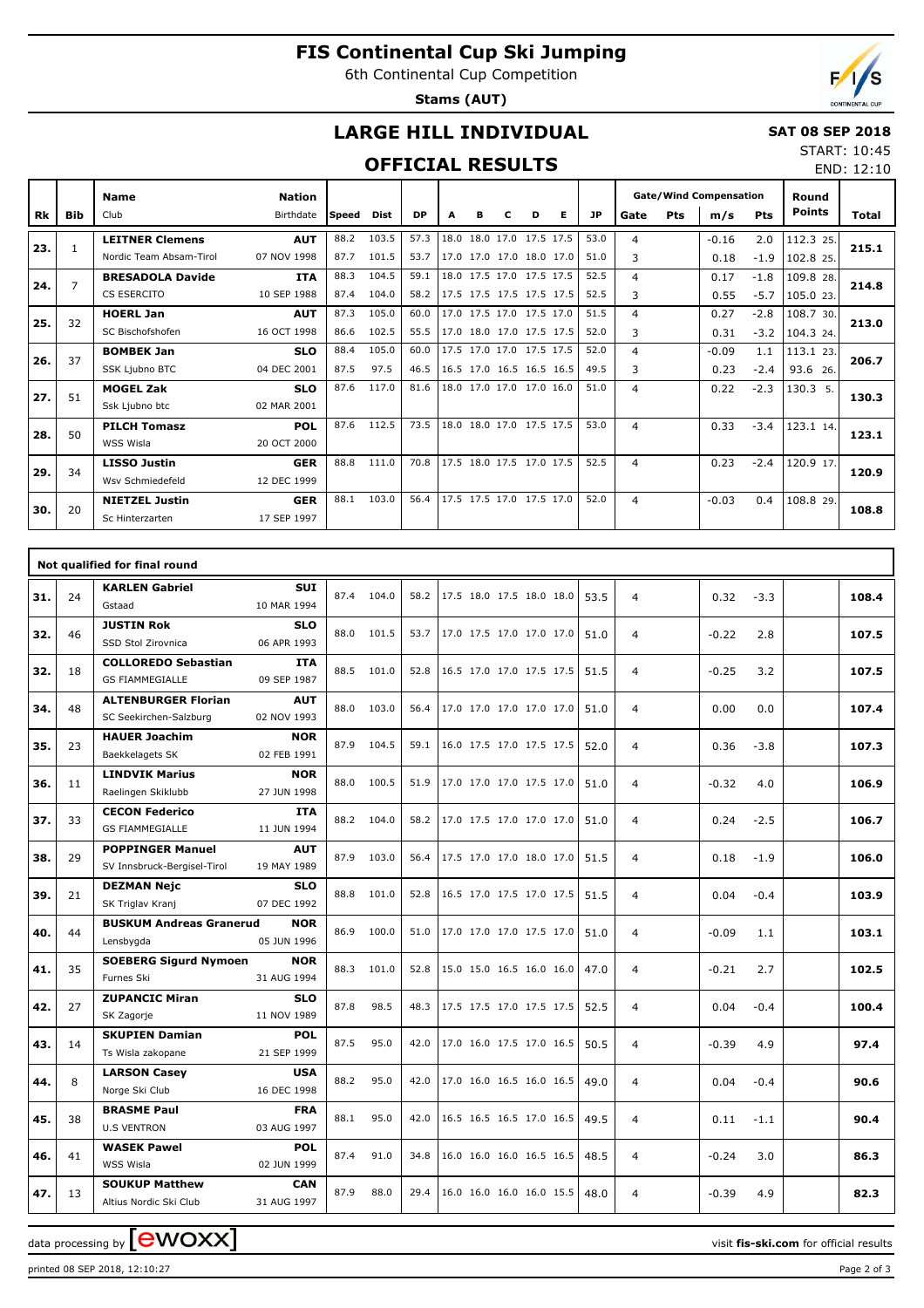# FIS Continental Cup Ski Jumping

6th Continental Cup Competition

**Stams (AUT)**

## LARGE HILL INDIVIDUAL

**SAT 08 SEP 2018**

START: 10:45

END: 12:10

## OFFICIAL RESULTS

| Rk | Bib | Name / Club | Nation / Birthdate | Speed | Dist | DP | A | B | C | D | E | JP | Gate | Pts | m/s | Pts | Round Points | Total |
|---|---|---|---|---|---|---|---|---|---|---|---|---|---|---|---|---|---|---|
| 23. | 1 | LEITNER Clemens / Nordic Team Absam-Tirol | AUT / 07 NOV 1998 | 88.2 / 87.7 | 103.5 / 101.5 | 57.3 / 53.7 | 18.0 / 17.0 | 18.0 / 17.0 | 17.0 / 17.0 | 17.5 / 18.0 | 17.5 / 17.0 | 53.0 / 51.0 | 4 / 3 | | -0.16 / 0.18 | 2.0 / -1.9 | 112.3 25. / 102.8 25. | 215.1 |
| 24. | 7 | BRESADOLA Davide / CS ESERCITO | ITA / 10 SEP 1988 | 88.3 / 87.4 | 104.5 / 104.0 | 59.1 / 58.2 | 18.0 / 17.5 | 17.5 / 17.5 | 17.0 / 17.5 | 17.5 / 17.5 | 17.5 / 17.5 | 52.5 / 52.5 | 4 / 3 | | 0.17 / 0.55 | -1.8 / -5.7 | 109.8 28. / 105.0 23. | 214.8 |
| 25. | 32 | HOERL Jan / SC Bischofshofen | AUT / 16 OCT 1998 | 87.3 / 86.6 | 105.0 / 102.5 | 60.0 / 55.5 | 17.0 / 17.0 | 17.5 / 18.0 | 17.0 / 17.0 | 17.5 / 17.5 | 17.0 / 17.5 | 51.5 / 52.0 | 4 / 3 | | 0.27 / 0.31 | -2.8 / -3.2 | 108.7 30. / 104.3 24. | 213.0 |
| 26. | 37 | BOMBEK Jan / SSK Ljubno BTC | SLO / 04 DEC 2001 | 88.4 / 87.5 | 105.0 / 97.5 | 60.0 / 46.5 | 17.5 / 16.5 | 17.0 / 17.0 | 17.0 / 16.5 | 17.5 / 16.5 | 17.5 / 16.5 | 52.0 / 49.5 | 4 / 3 | | -0.09 / 0.23 | 1.1 / -2.4 | 113.1 23. / 93.6 26. | 206.7 |
| 27. | 51 | MOGEL Zak / Ssk Ljubno btc | SLO / 02 MAR 2001 | 87.6 | 117.0 | 81.6 | 18.0 | 17.0 | 17.0 | 17.0 | 16.0 | 51.0 | 4 | | 0.22 | -2.3 | 130.3 5. | 130.3 |
| 28. | 50 | PILCH Tomasz / WSS Wisla | POL / 20 OCT 2000 | 87.6 | 112.5 | 73.5 | 18.0 | 18.0 | 17.0 | 17.5 | 17.5 | 53.0 | 4 | | 0.33 | -3.4 | 123.1 14. | 123.1 |
| 29. | 34 | LISSO Justin / Wsv Schmiedefeld | GER / 12 DEC 1999 | 88.8 | 111.0 | 70.8 | 17.5 | 18.0 | 17.5 | 17.0 | 17.5 | 52.5 | 4 | | 0.23 | -2.4 | 120.9 17. | 120.9 |
| 30. | 20 | NIETZEL Justin / Sc Hinterzarten | GER / 17 SEP 1997 | 88.1 | 103.0 | 56.4 | 17.5 | 17.5 | 17.0 | 17.5 | 17.0 | 52.0 | 4 | | -0.03 | 0.4 | 108.8 29. | 108.8 |

### Not qualified for final round

| Rk | Bib | Name / Club | Nation / Birthdate | Speed | Dist | DP | A | B | C | D | E | JP | Gate | Pts | m/s | Pts | Round Points | Total |
|---|---|---|---|---|---|---|---|---|---|---|---|---|---|---|---|---|---|---|
| 31. | 24 | KARLEN Gabriel / Gstaad | SUI / 10 MAR 1994 | 87.4 | 104.0 | 58.2 | 17.5 | 18.0 | 17.5 | 18.0 | 18.0 | 53.5 | 4 | | 0.32 | -3.3 | | 108.4 |
| 32. | 46 | JUSTIN Rok / SSD Stol Zirovnica | SLO / 06 APR 1993 | 88.0 | 101.5 | 53.7 | 17.0 | 17.5 | 17.0 | 17.0 | 17.0 | 51.0 | 4 | | -0.22 | 2.8 | | 107.5 |
| 32. | 18 | COLLOREDO Sebastian / GS FIAMMEGIALLE | ITA / 09 SEP 1987 | 88.5 | 101.0 | 52.8 | 16.5 | 17.0 | 17.0 | 17.5 | 17.5 | 51.5 | 4 | | -0.25 | 3.2 | | 107.5 |
| 34. | 48 | ALTENBURGER Florian / SC Seekirchen-Salzburg | AUT / 02 NOV 1993 | 88.0 | 103.0 | 56.4 | 17.0 | 17.0 | 17.0 | 17.0 | 17.0 | 51.0 | 4 | | 0.00 | 0.0 | | 107.4 |
| 35. | 23 | HAUER Joachim / Baekkelagets SK | NOR / 02 FEB 1991 | 87.9 | 104.5 | 59.1 | 16.0 | 17.5 | 17.0 | 17.5 | 17.5 | 52.0 | 4 | | 0.36 | -3.8 | | 107.3 |
| 36. | 11 | LINDVIK Marius / Raelingen Skiklubb | NOR / 27 JUN 1998 | 88.0 | 100.5 | 51.9 | 17.0 | 17.0 | 17.0 | 17.5 | 17.0 | 51.0 | 4 | | -0.32 | 4.0 | | 106.9 |
| 37. | 33 | CECON Federico / GS FIAMMEGIALLE | ITA / 11 JUN 1994 | 88.2 | 104.0 | 58.2 | 17.0 | 17.5 | 17.0 | 17.0 | 17.0 | 51.0 | 4 | | 0.24 | -2.5 | | 106.7 |
| 38. | 29 | POPPINGER Manuel / SV Innsbruck-Bergisel-Tirol | AUT / 19 MAY 1989 | 87.9 | 103.0 | 56.4 | 17.5 | 17.0 | 17.0 | 18.0 | 17.0 | 51.5 | 4 | | 0.18 | -1.9 | | 106.0 |
| 39. | 21 | DEZMAN Nejc / SK Triglav Kranj | SLO / 07 DEC 1992 | 88.8 | 101.0 | 52.8 | 16.5 | 17.0 | 17.5 | 17.0 | 17.5 | 51.5 | 4 | | 0.04 | -0.4 | | 103.9 |
| 40. | 44 | BUSKUM Andreas Granerud / Lensbygda | NOR / 05 JUN 1996 | 86.9 | 100.0 | 51.0 | 17.0 | 17.0 | 17.0 | 17.5 | 17.0 | 51.0 | 4 | | -0.09 | 1.1 | | 103.1 |
| 41. | 35 | SOEBERG Sigurd Nymoen / Furnes Ski | NOR / 31 AUG 1994 | 88.3 | 101.0 | 52.8 | 15.0 | 15.0 | 16.5 | 16.0 | 16.0 | 47.0 | 4 | | -0.21 | 2.7 | | 102.5 |
| 42. | 27 | ZUPANCIC Miran / SK Zagorje | SLO / 11 NOV 1989 | 87.8 | 98.5 | 48.3 | 17.5 | 17.5 | 17.0 | 17.5 | 17.5 | 52.5 | 4 | | 0.04 | -0.4 | | 100.4 |
| 43. | 14 | SKUPIEN Damian / Ts Wisla zakopane | POL / 21 SEP 1999 | 87.5 | 95.0 | 42.0 | 17.0 | 16.0 | 17.5 | 17.0 | 16.5 | 50.5 | 4 | | -0.39 | 4.9 | | 97.4 |
| 44. | 8 | LARSON Casey / Norge Ski Club | USA / 16 DEC 1998 | 88.2 | 95.0 | 42.0 | 17.0 | 16.0 | 16.5 | 16.0 | 16.5 | 49.0 | 4 | | 0.04 | -0.4 | | 90.6 |
| 45. | 38 | BRASME Paul / U.S VENTRON | FRA / 03 AUG 1997 | 88.1 | 95.0 | 42.0 | 16.5 | 16.5 | 16.5 | 17.0 | 16.5 | 49.5 | 4 | | 0.11 | -1.1 | | 90.4 |
| 46. | 41 | WASEK Pawel / WSS Wisla | POL / 02 JUN 1999 | 87.4 | 91.0 | 34.8 | 16.0 | 16.0 | 16.0 | 16.5 | 16.5 | 48.5 | 4 | | -0.24 | 3.0 | | 86.3 |
| 47. | 13 | SOUKUP Matthew / Altius Nordic Ski Club | CAN / 31 AUG 1997 | 87.9 | 88.0 | 29.4 | 16.0 | 16.0 | 16.0 | 16.0 | 15.5 | 48.0 | 4 | | -0.39 | 4.9 | | 82.3 |

data processing by ewoxx — visit fis-ski.com for official results

printed 08 SEP 2018, 12:10:27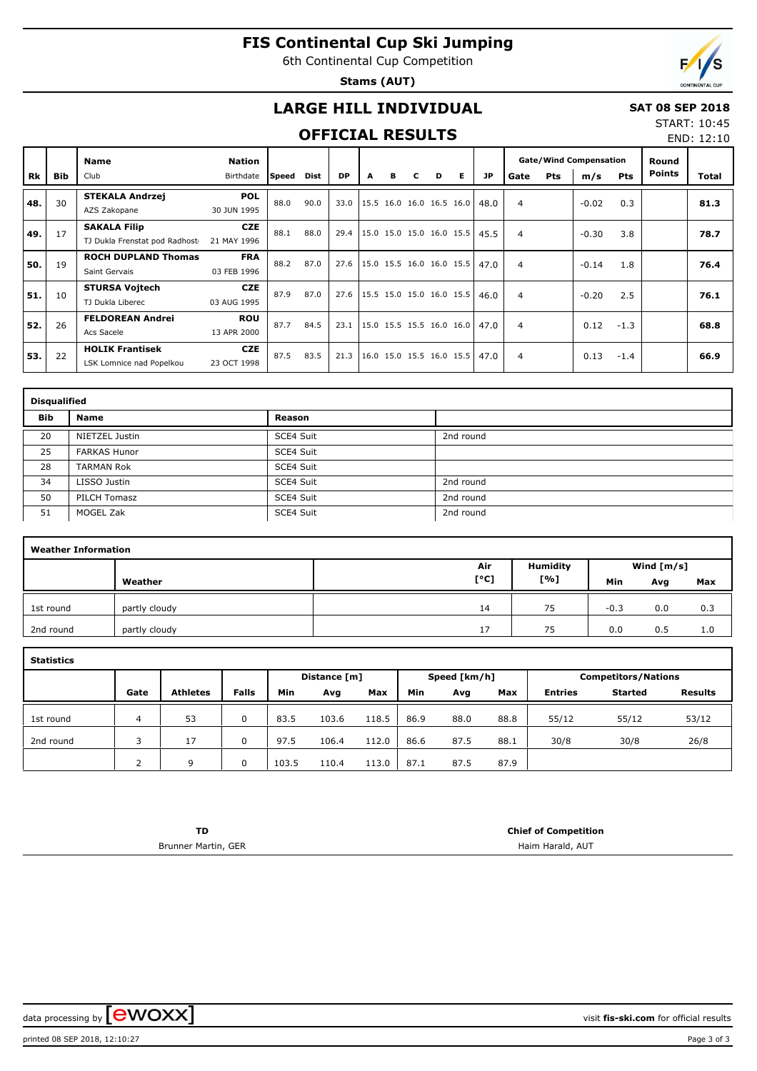# FIS Continental Cup Ski Jumping

6th Continental Cup Competition

**Stams (AUT)**

## LARGE HILL INDIVIDUAL

**SAT 08 SEP 2018**

START: 10:45

END: 12:10

## OFFICIAL RESULTS

| Rk | Bib | Name / Club | Nation / Birthdate | Speed | Dist | DP | A | B | C | D | E | JP | Gate | Pts | m/s | Pts | Round Points | Total |
|---|---|---|---|---|---|---|---|---|---|---|---|---|---|---|---|---|---|---|
| 48. | 30 | **STEKALA Andrzej** AZS Zakopane | **POL** 30 JUN 1995 | 88.0 | 90.0 | 33.0 | 15.5 | 16.0 | 16.0 | 16.5 | 16.0 | 48.0 | 4 | | -0.02 | 0.3 | | **81.3** |
| 49. | 17 | **SAKALA Filip** TJ Dukla Frenstat pod Radhost | **CZE** 21 MAY 1996 | 88.1 | 88.0 | 29.4 | 15.0 | 15.0 | 15.0 | 16.0 | 15.5 | 45.5 | 4 | | -0.30 | 3.8 | | **78.7** |
| 50. | 19 | **ROCH DUPLAND Thomas** Saint Gervais | **FRA** 03 FEB 1996 | 88.2 | 87.0 | 27.6 | 15.0 | 15.5 | 16.0 | 16.0 | 15.5 | 47.0 | 4 | | -0.14 | 1.8 | | **76.4** |
| 51. | 10 | **STURSA Vojtech** TJ Dukla Liberec | **CZE** 03 AUG 1995 | 87.9 | 87.0 | 27.6 | 15.5 | 15.0 | 15.0 | 16.0 | 15.5 | 46.0 | 4 | | -0.20 | 2.5 | | **76.1** |
| 52. | 26 | **FELDOREAN Andrei** Acs Sacele | **ROU** 13 APR 2000 | 87.7 | 84.5 | 23.1 | 15.0 | 15.5 | 15.5 | 16.0 | 16.0 | 47.0 | 4 | | 0.12 | -1.3 | | **68.8** |
| 53. | 22 | **HOLIK Frantisek** LSK Lomnice nad Popelkou | **CZE** 23 OCT 1998 | 87.5 | 83.5 | 21.3 | 16.0 | 15.0 | 15.5 | 16.0 | 15.5 | 47.0 | 4 | | 0.13 | -1.4 | | **66.9** |

**Disqualified**

| Bib | Name | Reason | |
|---|---|---|---|
| 20 | NIETZEL Justin | SCE4 Suit | 2nd round |
| 25 | FARKAS Hunor | SCE4 Suit | |
| 28 | TARMAN Rok | SCE4 Suit | |
| 34 | LISSO Justin | SCE4 Suit | 2nd round |
| 50 | PILCH Tomasz | SCE4 Suit | 2nd round |
| 51 | MOGEL Zak | SCE4 Suit | 2nd round |

**Weather Information**

| | Weather | Air [°C] | Humidity [%] | Wind [m/s] Min | Avg | Max |
|---|---|---|---|---|---|---|
| 1st round | partly cloudy | 14 | 75 | -0.3 | 0.0 | 0.3 |
| 2nd round | partly cloudy | 17 | 75 | 0.0 | 0.5 | 1.0 |

**Statistics**

| | Gate | Athletes | Falls | Distance [m] Min | Avg | Max | Speed [km/h] Min | Avg | Max | Competitors/Nations Entries | Started | Results |
|---|---|---|---|---|---|---|---|---|---|---|---|---|
| 1st round | 4 | 53 | 0 | 83.5 | 103.6 | 118.5 | 86.9 | 88.0 | 88.8 | 55/12 | 55/12 | 53/12 |
| 2nd round | 3 | 17 | 0 | 97.5 | 106.4 | 112.0 | 86.6 | 87.5 | 88.1 | 30/8 | 30/8 | 26/8 |
| | 2 | 9 | 0 | 103.5 | 110.4 | 113.0 | 87.1 | 87.5 | 87.9 | | | |

**TD**
Brunner Martin, GER

**Chief of Competition**
Haim Harald, AUT

data processing by ewoxx — visit **fis-ski.com** for official results

printed 08 SEP 2018, 12:10:27